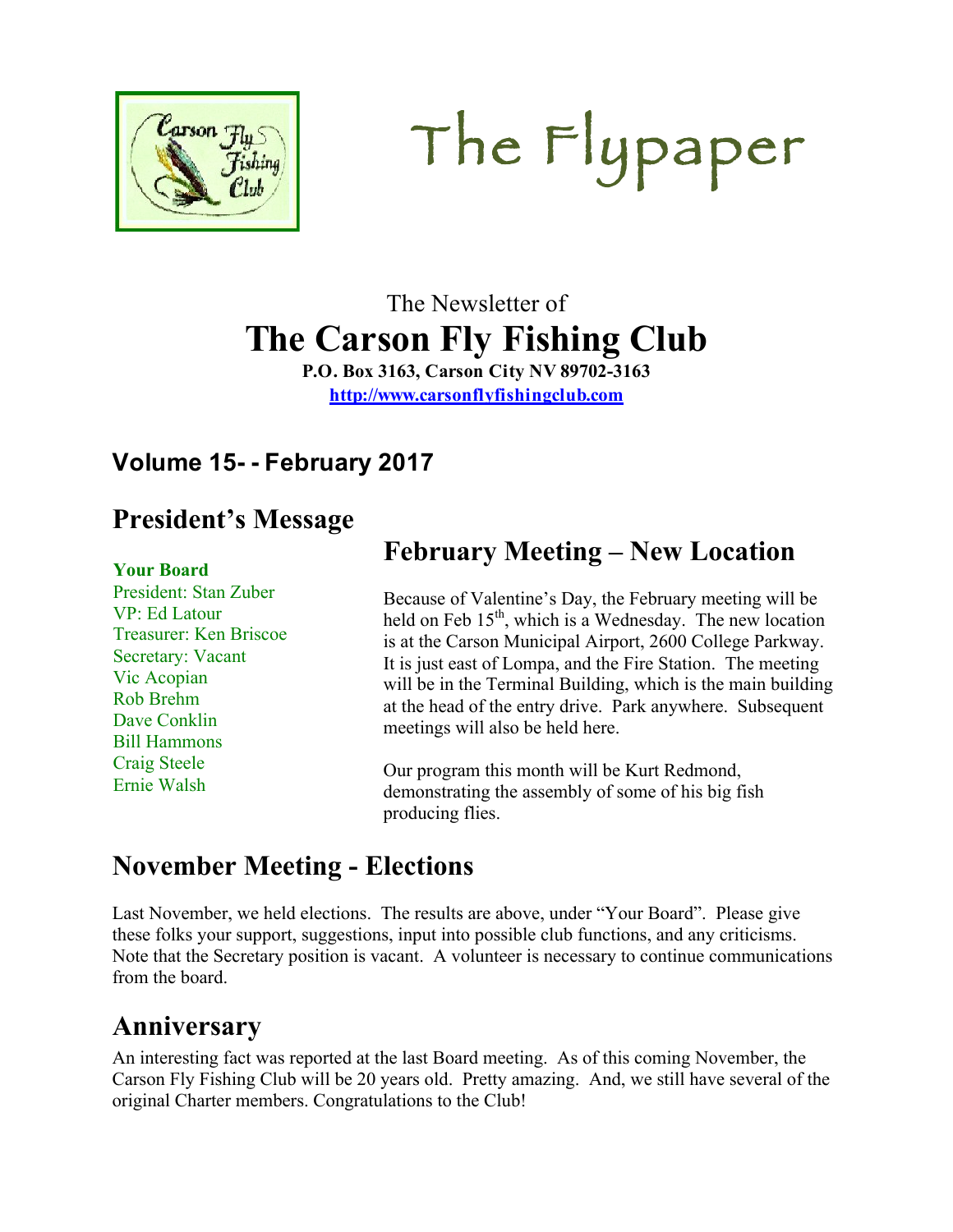# The Flypaper

The Newsletter of

# The Carson Fly Fishing Club

**P.O. Box 3163, Carson City NV 89702-3163**

**http://www.carsonflyfishingclub.com**

## Volume 15- - February 2017

## President's Message

**Your Board**

President: Stan Zuber
VP: Ed Latour
Treasurer: Ken Briscoe
Secretary: Vacant
Vic Acopian
Rob Brehm
Dave Conklin
Bill Hammons
Craig Steele
Ernie Walsh

## February Meeting – New Location

Because of Valentine's Day, the February meeting will be held on Feb 15th, which is a Wednesday. The new location is at the Carson Municipal Airport, 2600 College Parkway. It is just east of Lompa, and the Fire Station. The meeting will be in the Terminal Building, which is the main building at the head of the entry drive. Park anywhere. Subsequent meetings will also be held here.

Our program this month will be Kurt Redmond, demonstrating the assembly of some of his big fish producing flies.

## November Meeting - Elections

Last November, we held elections. The results are above, under "Your Board". Please give these folks your support, suggestions, input into possible club functions, and any criticisms. Note that the Secretary position is vacant. A volunteer is necessary to continue communications from the board.

## Anniversary

An interesting fact was reported at the last Board meeting. As of this coming November, the Carson Fly Fishing Club will be 20 years old. Pretty amazing. And, we still have several of the original Charter members. Congratulations to the Club!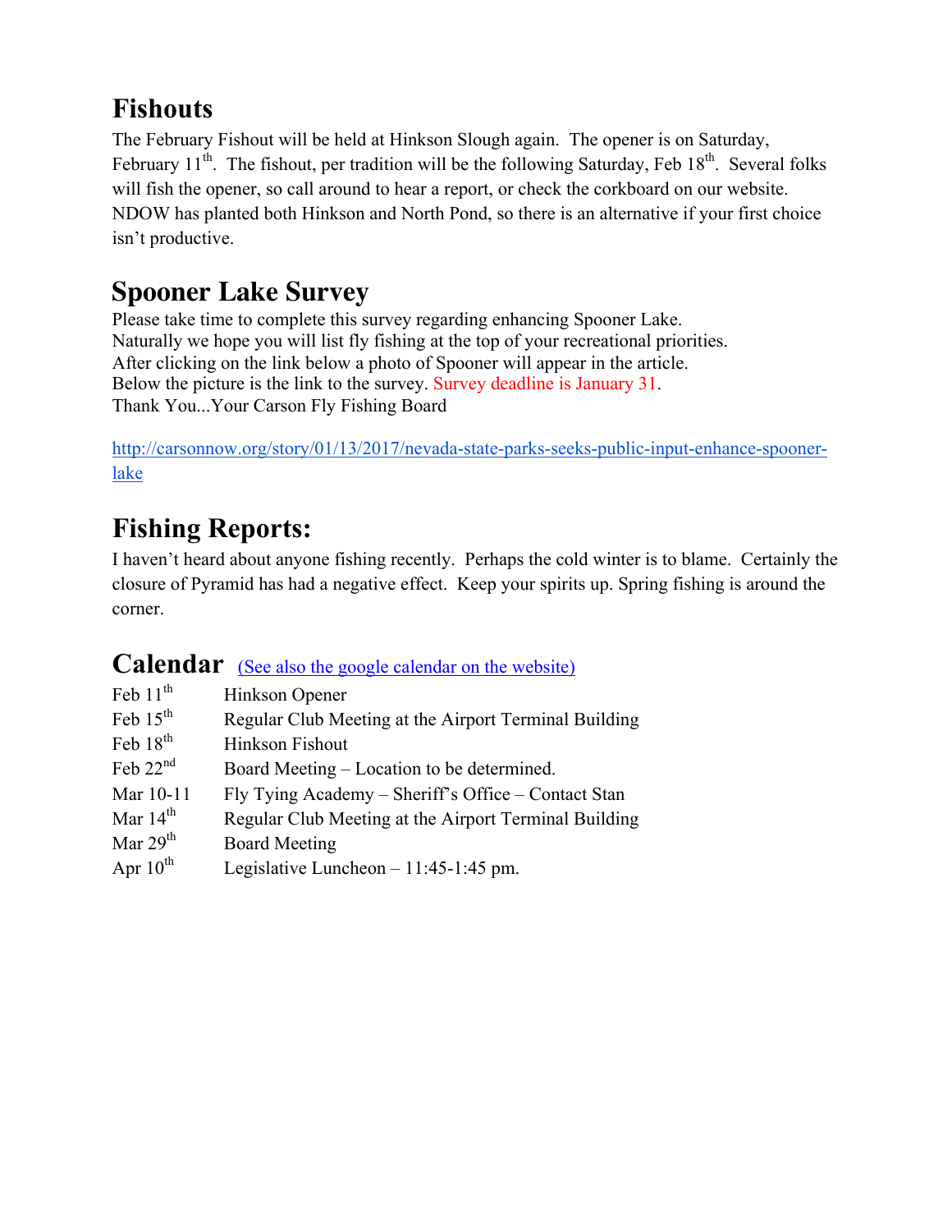## Fishouts

The February Fishout will be held at Hinkson Slough again. The opener is on Saturday, February 11th. The fishout, per tradition will be the following Saturday, Feb 18th. Several folks will fish the opener, so call around to hear a report, or check the corkboard on our website. NDOW has planted both Hinkson and North Pond, so there is an alternative if your first choice isn't productive.

## Spooner Lake Survey

Please take time to complete this survey regarding enhancing Spooner Lake.
Naturally we hope you will list fly fishing at the top of your recreational priorities.
After clicking on the link below a photo of Spooner will appear in the article.
Below the picture is the link to the survey. Survey deadline is January 31.
Thank You...Your Carson Fly Fishing Board

http://carsonnow.org/story/01/13/2017/nevada-state-parks-seeks-public-input-enhance-spooner-lake

## Fishing Reports:

I haven't heard about anyone fishing recently. Perhaps the cold winter is to blame. Certainly the closure of Pyramid has had a negative effect. Keep your spirits up. Spring fishing is around the corner.

## Calendar (See also the google calendar on the website)

| | |
|---|---|
| Feb 11th | Hinkson Opener |
| Feb 15th | Regular Club Meeting at the Airport Terminal Building |
| Feb 18th | Hinkson Fishout |
| Feb 22nd | Board Meeting – Location to be determined. |
| Mar 10-11 | Fly Tying Academy – Sheriff's Office – Contact Stan |
| Mar 14th | Regular Club Meeting at the Airport Terminal Building |
| Mar 29th | Board Meeting |
| Apr 10th | Legislative Luncheon – 11:45-1:45 pm. |